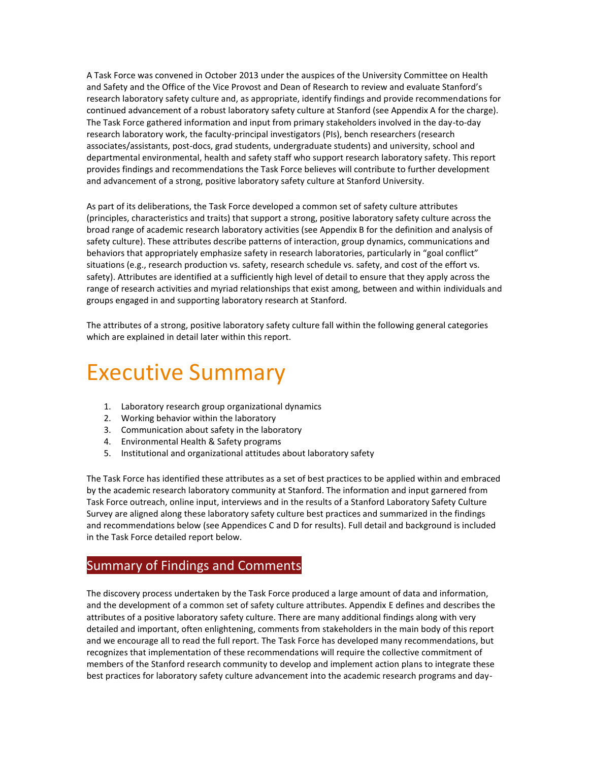A Task Force was convened in October 2013 under the auspices of the University Committee on Health and Safety and the Office of the Vice Provost and Dean of Research to review and evaluate Stanford's research laboratory safety culture and, as appropriate, identify findings and provide recommendations for continued advancement of a robust laboratory safety culture at Stanford (see Appendix A for the charge). The Task Force gathered information and input from primary stakeholders involved in the day-to-day research laboratory work, the faculty-principal investigators (PIs), bench researchers (research associates/assistants, post-docs, grad students, undergraduate students) and university, school and departmental environmental, health and safety staff who support research laboratory safety. This report provides findings and recommendations the Task Force believes will contribute to further development and advancement of a strong, positive laboratory safety culture at Stanford University.

As part of its deliberations, the Task Force developed a common set of safety culture attributes (principles, characteristics and traits) that support a strong, positive laboratory safety culture across the broad range of academic research laboratory activities (see Appendix B for the definition and analysis of safety culture). These attributes describe patterns of interaction, group dynamics, communications and behaviors that appropriately emphasize safety in research laboratories, particularly in "goal conflict" situations (e.g., research production vs. safety, research schedule vs. safety, and cost of the effort vs. safety). Attributes are identified at a sufficiently high level of detail to ensure that they apply across the range of research activities and myriad relationships that exist among, between and within individuals and groups engaged in and supporting laboratory research at Stanford.

The attributes of a strong, positive laboratory safety culture fall within the following general categories which are explained in detail later within this report.

# Executive Summary

1. Laboratory research group organizational dynamics
2. Working behavior within the laboratory
3. Communication about safety in the laboratory
4. Environmental Health & Safety programs
5. Institutional and organizational attitudes about laboratory safety

The Task Force has identified these attributes as a set of best practices to be applied within and embraced by the academic research laboratory community at Stanford. The information and input garnered from Task Force outreach, online input, interviews and in the results of a Stanford Laboratory Safety Culture Survey are aligned along these laboratory safety culture best practices and summarized in the findings and recommendations below (see Appendices C and D for results). Full detail and background is included in the Task Force detailed report below.

## Summary of Findings and Comments

The discovery process undertaken by the Task Force produced a large amount of data and information, and the development of a common set of safety culture attributes. Appendix E defines and describes the attributes of a positive laboratory safety culture. There are many additional findings along with very detailed and important, often enlightening, comments from stakeholders in the main body of this report and we encourage all to read the full report. The Task Force has developed many recommendations, but recognizes that implementation of these recommendations will require the collective commitment of members of the Stanford research community to develop and implement action plans to integrate these best practices for laboratory safety culture advancement into the academic research programs and day-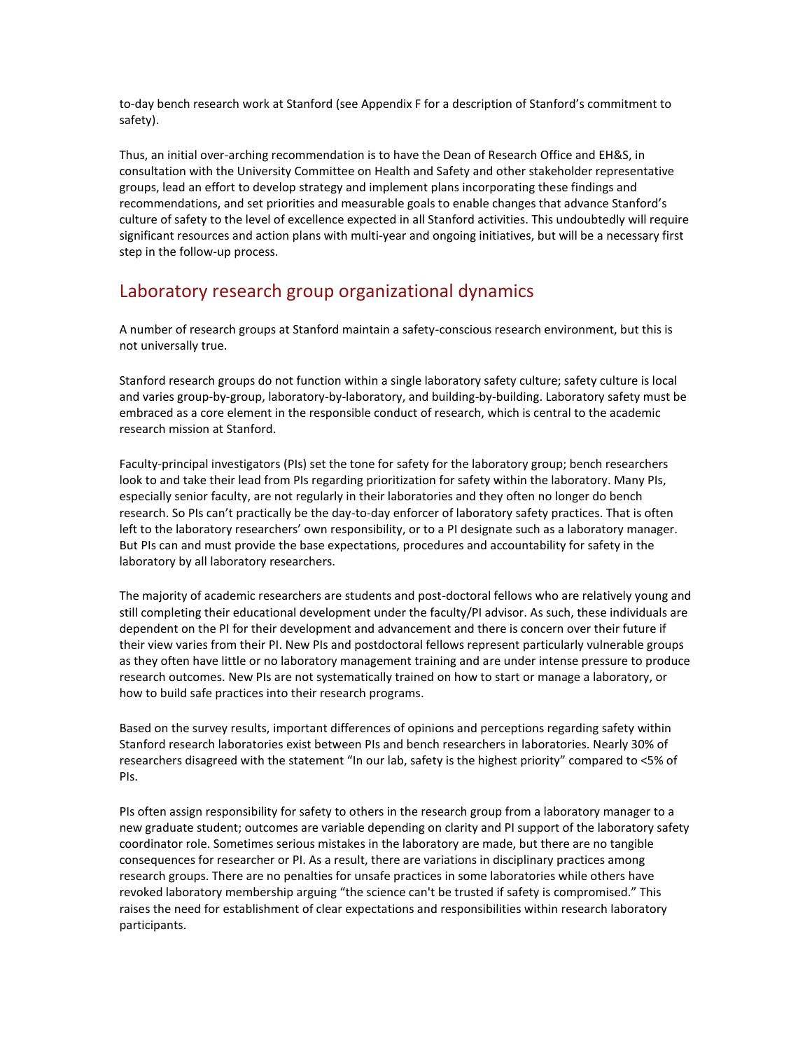to-day bench research work at Stanford (see Appendix F for a description of Stanford's commitment to safety).

Thus, an initial over-arching recommendation is to have the Dean of Research Office and EH&S, in consultation with the University Committee on Health and Safety and other stakeholder representative groups, lead an effort to develop strategy and implement plans incorporating these findings and recommendations, and set priorities and measurable goals to enable changes that advance Stanford's culture of safety to the level of excellence expected in all Stanford activities. This undoubtedly will require significant resources and action plans with multi-year and ongoing initiatives, but will be a necessary first step in the follow-up process.

## Laboratory research group organizational dynamics

A number of research groups at Stanford maintain a safety-conscious research environment, but this is not universally true.

Stanford research groups do not function within a single laboratory safety culture; safety culture is local and varies group-by-group, laboratory-by-laboratory, and building-by-building. Laboratory safety must be embraced as a core element in the responsible conduct of research, which is central to the academic research mission at Stanford.

Faculty-principal investigators (PIs) set the tone for safety for the laboratory group; bench researchers look to and take their lead from PIs regarding prioritization for safety within the laboratory. Many PIs, especially senior faculty, are not regularly in their laboratories and they often no longer do bench research. So PIs can't practically be the day-to-day enforcer of laboratory safety practices. That is often left to the laboratory researchers' own responsibility, or to a PI designate such as a laboratory manager. But PIs can and must provide the base expectations, procedures and accountability for safety in the laboratory by all laboratory researchers.

The majority of academic researchers are students and post-doctoral fellows who are relatively young and still completing their educational development under the faculty/PI advisor. As such, these individuals are dependent on the PI for their development and advancement and there is concern over their future if their view varies from their PI. New PIs and postdoctoral fellows represent particularly vulnerable groups as they often have little or no laboratory management training and are under intense pressure to produce research outcomes. New PIs are not systematically trained on how to start or manage a laboratory, or how to build safe practices into their research programs.

Based on the survey results, important differences of opinions and perceptions regarding safety within Stanford research laboratories exist between PIs and bench researchers in laboratories. Nearly 30% of researchers disagreed with the statement "In our lab, safety is the highest priority" compared to <5% of PIs.

PIs often assign responsibility for safety to others in the research group from a laboratory manager to a new graduate student; outcomes are variable depending on clarity and PI support of the laboratory safety coordinator role. Sometimes serious mistakes in the laboratory are made, but there are no tangible consequences for researcher or PI. As a result, there are variations in disciplinary practices among research groups. There are no penalties for unsafe practices in some laboratories while others have revoked laboratory membership arguing "the science can't be trusted if safety is compromised." This raises the need for establishment of clear expectations and responsibilities within research laboratory participants.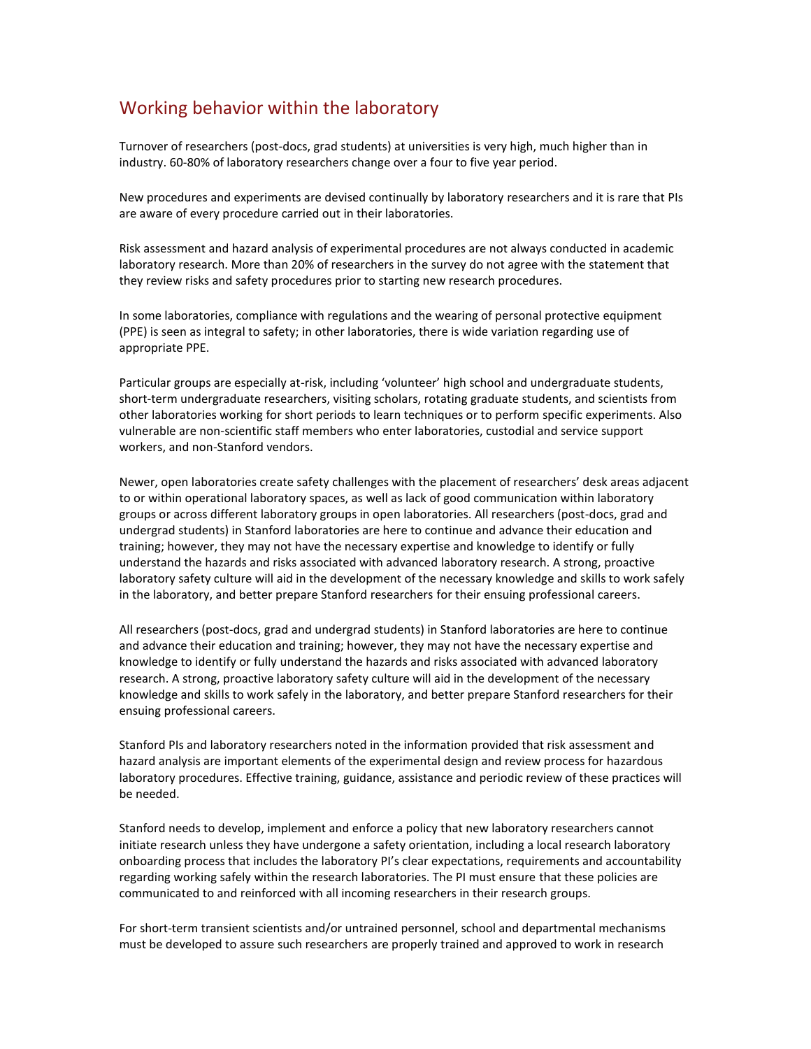## Working behavior within the laboratory

Turnover of researchers (post-docs, grad students) at universities is very high, much higher than in industry. 60-80% of laboratory researchers change over a four to five year period.

New procedures and experiments are devised continually by laboratory researchers and it is rare that PIs are aware of every procedure carried out in their laboratories.

Risk assessment and hazard analysis of experimental procedures are not always conducted in academic laboratory research. More than 20% of researchers in the survey do not agree with the statement that they review risks and safety procedures prior to starting new research procedures.

In some laboratories, compliance with regulations and the wearing of personal protective equipment (PPE) is seen as integral to safety; in other laboratories, there is wide variation regarding use of appropriate PPE.

Particular groups are especially at-risk, including 'volunteer' high school and undergraduate students, short-term undergraduate researchers, visiting scholars, rotating graduate students, and scientists from other laboratories working for short periods to learn techniques or to perform specific experiments. Also vulnerable are non-scientific staff members who enter laboratories, custodial and service support workers, and non-Stanford vendors.

Newer, open laboratories create safety challenges with the placement of researchers' desk areas adjacent to or within operational laboratory spaces, as well as lack of good communication within laboratory groups or across different laboratory groups in open laboratories. All researchers (post-docs, grad and undergrad students) in Stanford laboratories are here to continue and advance their education and training; however, they may not have the necessary expertise and knowledge to identify or fully understand the hazards and risks associated with advanced laboratory research. A strong, proactive laboratory safety culture will aid in the development of the necessary knowledge and skills to work safely in the laboratory, and better prepare Stanford researchers for their ensuing professional careers.

All researchers (post-docs, grad and undergrad students) in Stanford laboratories are here to continue and advance their education and training; however, they may not have the necessary expertise and knowledge to identify or fully understand the hazards and risks associated with advanced laboratory research. A strong, proactive laboratory safety culture will aid in the development of the necessary knowledge and skills to work safely in the laboratory, and better prepare Stanford researchers for their ensuing professional careers.

Stanford PIs and laboratory researchers noted in the information provided that risk assessment and hazard analysis are important elements of the experimental design and review process for hazardous laboratory procedures. Effective training, guidance, assistance and periodic review of these practices will be needed.

Stanford needs to develop, implement and enforce a policy that new laboratory researchers cannot initiate research unless they have undergone a safety orientation, including a local research laboratory onboarding process that includes the laboratory PI's clear expectations, requirements and accountability regarding working safely within the research laboratories. The PI must ensure that these policies are communicated to and reinforced with all incoming researchers in their research groups.

For short-term transient scientists and/or untrained personnel, school and departmental mechanisms must be developed to assure such researchers are properly trained and approved to work in research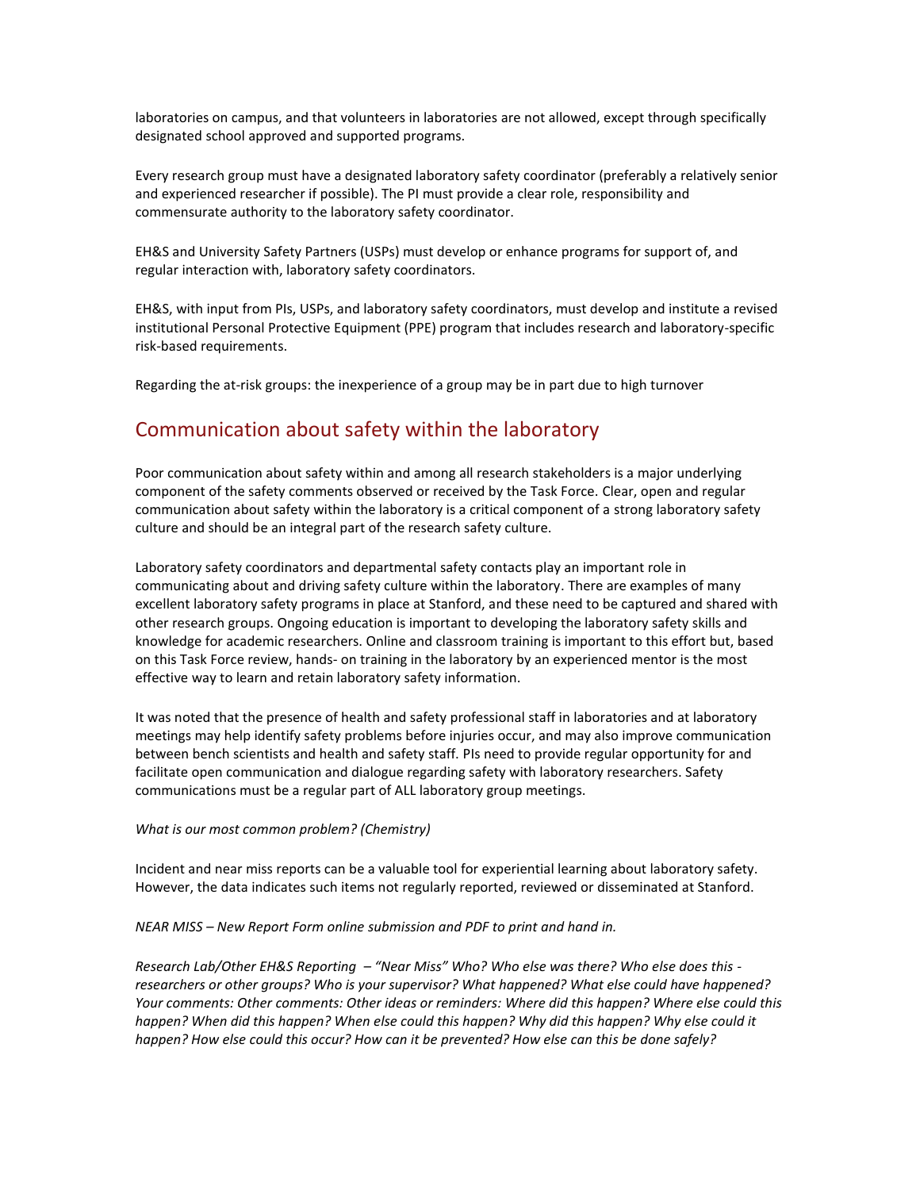laboratories on campus, and that volunteers in laboratories are not allowed, except through specifically designated school approved and supported programs.

Every research group must have a designated laboratory safety coordinator (preferably a relatively senior and experienced researcher if possible). The PI must provide a clear role, responsibility and commensurate authority to the laboratory safety coordinator.

EH&S and University Safety Partners (USPs) must develop or enhance programs for support of, and regular interaction with, laboratory safety coordinators.

EH&S, with input from PIs, USPs, and laboratory safety coordinators, must develop and institute a revised institutional Personal Protective Equipment (PPE) program that includes research and laboratory-specific risk-based requirements.

Regarding the at-risk groups: the inexperience of a group may be in part due to high turnover

## Communication about safety within the laboratory

Poor communication about safety within and among all research stakeholders is a major underlying component of the safety comments observed or received by the Task Force. Clear, open and regular communication about safety within the laboratory is a critical component of a strong laboratory safety culture and should be an integral part of the research safety culture.

Laboratory safety coordinators and departmental safety contacts play an important role in communicating about and driving safety culture within the laboratory. There are examples of many excellent laboratory safety programs in place at Stanford, and these need to be captured and shared with other research groups. Ongoing education is important to developing the laboratory safety skills and knowledge for academic researchers. Online and classroom training is important to this effort but, based on this Task Force review, hands- on training in the laboratory by an experienced mentor is the most effective way to learn and retain laboratory safety information.

It was noted that the presence of health and safety professional staff in laboratories and at laboratory meetings may help identify safety problems before injuries occur, and may also improve communication between bench scientists and health and safety staff. PIs need to provide regular opportunity for and facilitate open communication and dialogue regarding safety with laboratory researchers. Safety communications must be a regular part of ALL laboratory group meetings.

*What is our most common problem? (Chemistry)*

Incident and near miss reports can be a valuable tool for experiential learning about laboratory safety. However, the data indicates such items not regularly reported, reviewed or disseminated at Stanford.

*NEAR MISS – New Report Form online submission and PDF to print and hand in.*

*Research Lab/Other EH&S Reporting – "Near Miss" Who? Who else was there? Who else does this - researchers or other groups? Who is your supervisor? What happened? What else could have happened? Your comments: Other comments: Other ideas or reminders: Where did this happen? Where else could this happen? When did this happen? When else could this happen? Why did this happen? Why else could it happen? How else could this occur? How can it be prevented? How else can this be done safely?*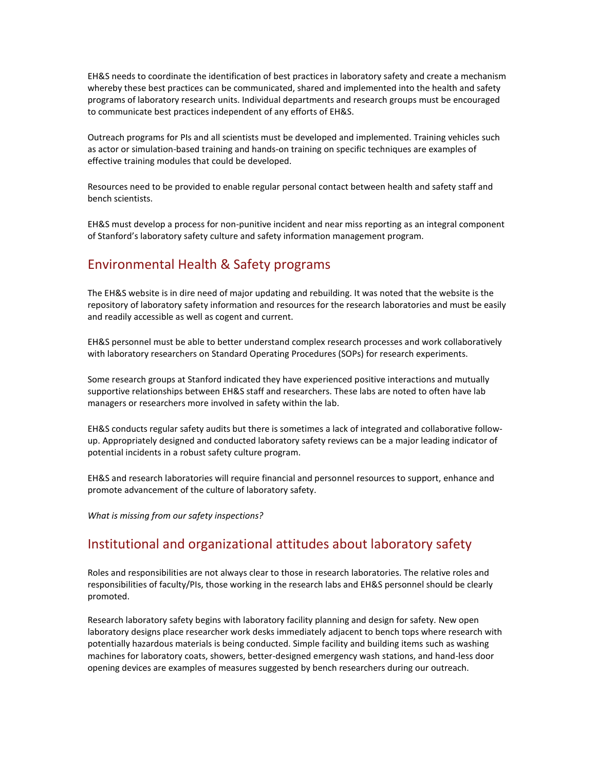EH&S needs to coordinate the identification of best practices in laboratory safety and create a mechanism whereby these best practices can be communicated, shared and implemented into the health and safety programs of laboratory research units. Individual departments and research groups must be encouraged to communicate best practices independent of any efforts of EH&S.

Outreach programs for PIs and all scientists must be developed and implemented. Training vehicles such as actor or simulation-based training and hands-on training on specific techniques are examples of effective training modules that could be developed.

Resources need to be provided to enable regular personal contact between health and safety staff and bench scientists.

EH&S must develop a process for non-punitive incident and near miss reporting as an integral component of Stanford's laboratory safety culture and safety information management program.

## Environmental Health & Safety programs

The EH&S website is in dire need of major updating and rebuilding. It was noted that the website is the repository of laboratory safety information and resources for the research laboratories and must be easily and readily accessible as well as cogent and current.

EH&S personnel must be able to better understand complex research processes and work collaboratively with laboratory researchers on Standard Operating Procedures (SOPs) for research experiments.

Some research groups at Stanford indicated they have experienced positive interactions and mutually supportive relationships between EH&S staff and researchers. These labs are noted to often have lab managers or researchers more involved in safety within the lab.

EH&S conducts regular safety audits but there is sometimes a lack of integrated and collaborative follow-up. Appropriately designed and conducted laboratory safety reviews can be a major leading indicator of potential incidents in a robust safety culture program.

EH&S and research laboratories will require financial and personnel resources to support, enhance and promote advancement of the culture of laboratory safety.

*What is missing from our safety inspections?*

## Institutional and organizational attitudes about laboratory safety

Roles and responsibilities are not always clear to those in research laboratories. The relative roles and responsibilities of faculty/PIs, those working in the research labs and EH&S personnel should be clearly promoted.

Research laboratory safety begins with laboratory facility planning and design for safety. New open laboratory designs place researcher work desks immediately adjacent to bench tops where research with potentially hazardous materials is being conducted. Simple facility and building items such as washing machines for laboratory coats, showers, better-designed emergency wash stations, and hand-less door opening devices are examples of measures suggested by bench researchers during our outreach.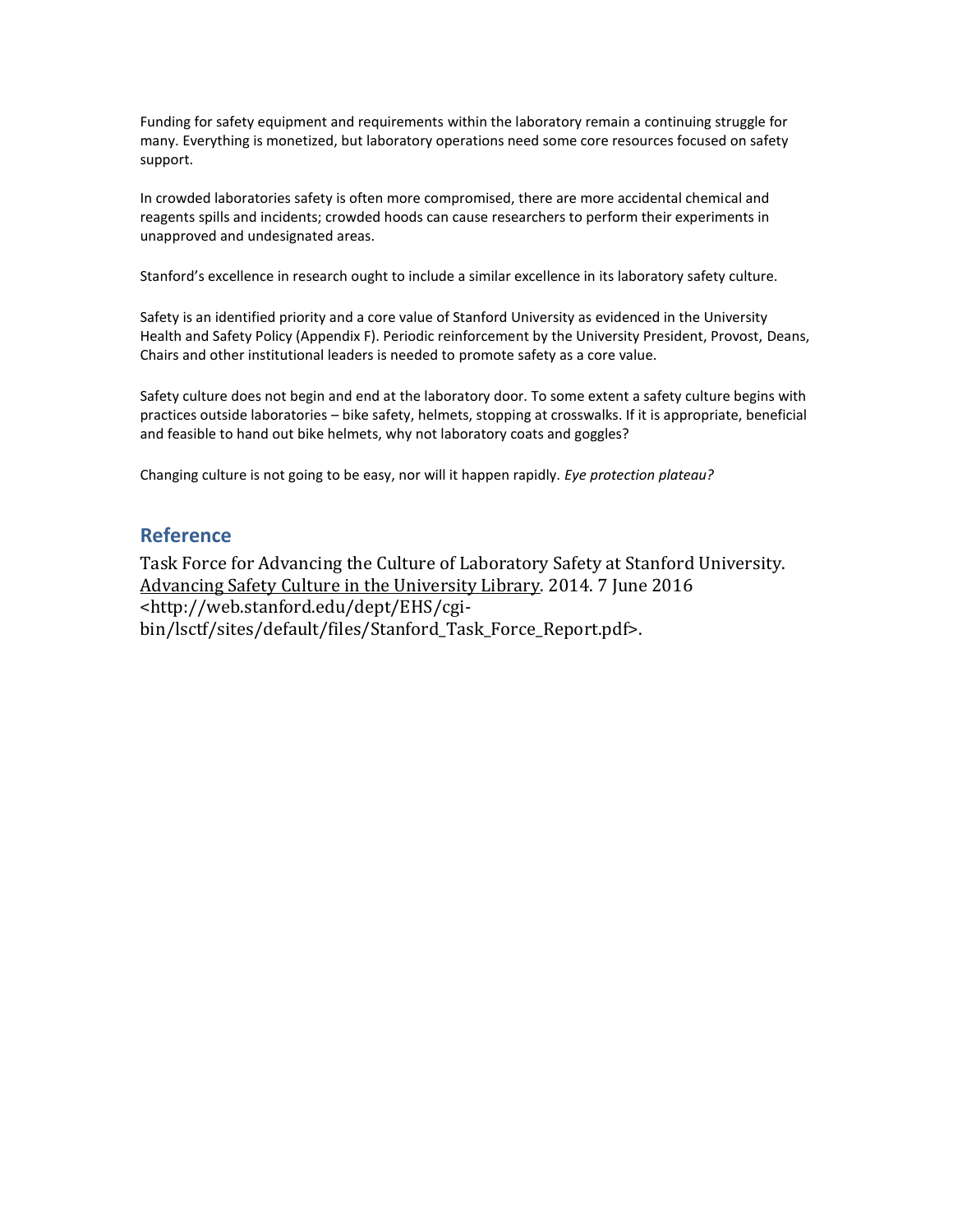Funding for safety equipment and requirements within the laboratory remain a continuing struggle for many. Everything is monetized, but laboratory operations need some core resources focused on safety support.

In crowded laboratories safety is often more compromised, there are more accidental chemical and reagents spills and incidents; crowded hoods can cause researchers to perform their experiments in unapproved and undesignated areas.

Stanford's excellence in research ought to include a similar excellence in its laboratory safety culture.

Safety is an identified priority and a core value of Stanford University as evidenced in the University Health and Safety Policy (Appendix F). Periodic reinforcement by the University President, Provost, Deans, Chairs and other institutional leaders is needed to promote safety as a core value.

Safety culture does not begin and end at the laboratory door. To some extent a safety culture begins with practices outside laboratories – bike safety, helmets, stopping at crosswalks. If it is appropriate, beneficial and feasible to hand out bike helmets, why not laboratory coats and goggles?

Changing culture is not going to be easy, nor will it happen rapidly. *Eye protection plateau?*

## Reference

Task Force for Advancing the Culture of Laboratory Safety at Stanford University. Advancing Safety Culture in the University Library. 2014. 7 June 2016 <http://web.stanford.edu/dept/EHS/cgi-bin/lsctf/sites/default/files/Stanford_Task_Force_Report.pdf>.